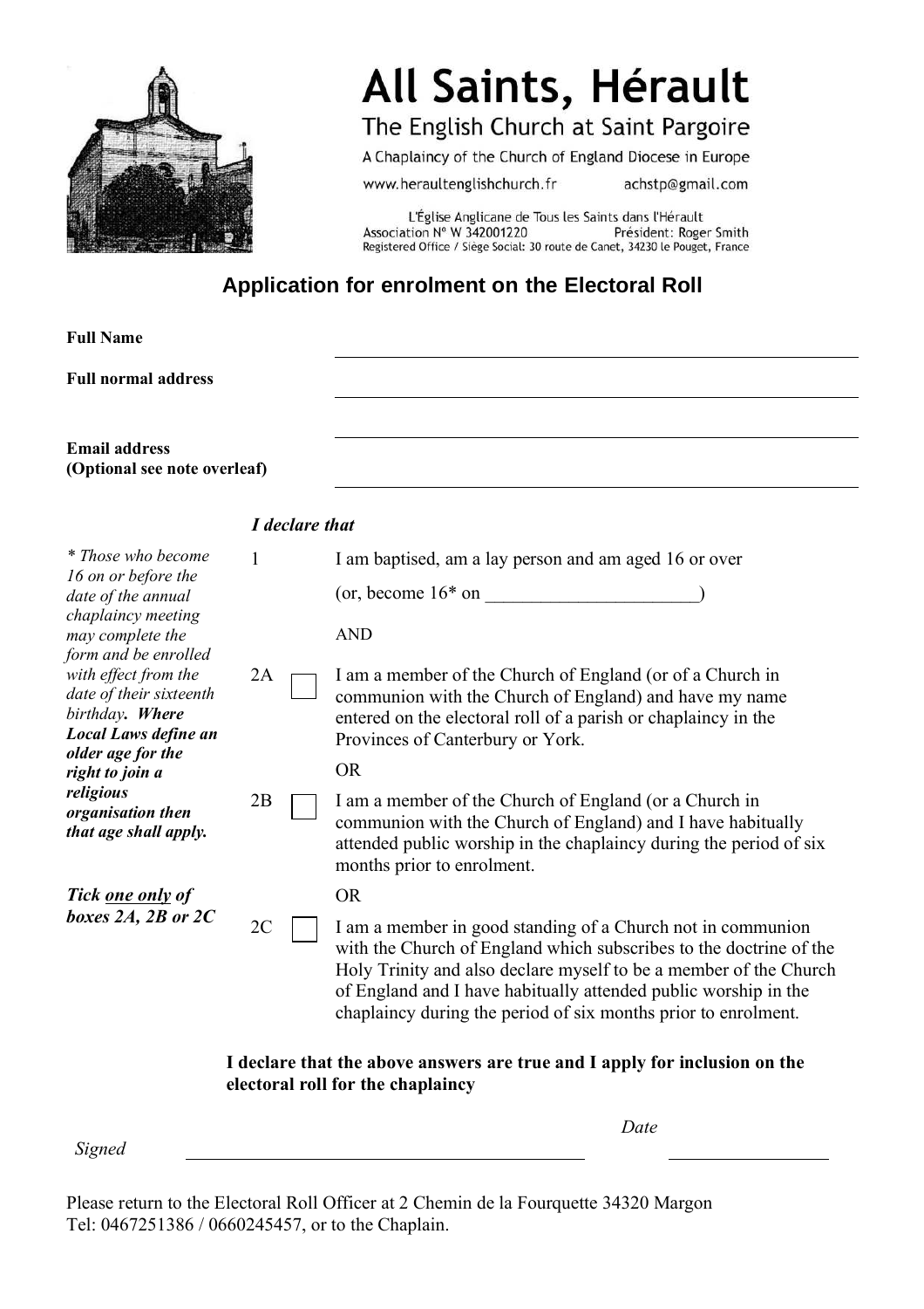# All Saints, Hérault

The English Church at Saint Pargoire

A Chaplaincy of the Church of England Diocese in Europe

www.heraultenglishchurch.fr achstp@gmail.com

L'Église Anglicane de Tous les Saints dans l'Hérault
Association Nº W 342001220 Président: Roger Smith
Registered Office / Siège Social: 30 route de Canet, 34230 le Pouget, France

## Application for enrolment on the Electoral Roll

**Full Name** \_\_\_\_\_\_\_\_\_\_\_\_\_\_\_\_\_\_\_\_\_\_\_\_\_\_\_\_\_\_\_\_\_\_\_\_\_\_\_\_

**Full normal address** \_\_\_\_\_\_\_\_\_\_\_\_\_\_\_\_\_\_\_\_\_\_\_\_\_\_\_\_\_\_\_\_\_\_\_\_\_\_\_\_

\_\_\_\_\_\_\_\_\_\_\_\_\_\_\_\_\_\_\_\_\_\_\_\_\_\_\_\_\_\_\_\_\_\_\_\_\_\_\_\_

**Email address**
**(Optional see note overleaf)** \_\_\_\_\_\_\_\_\_\_\_\_\_\_\_\_\_\_\_\_\_\_\_\_\_\_\_\_\_\_\_\_\_\_\_\_\_\_\_\_

***I declare that***

*\* Those who become 16 on or before the date of the annual chaplaincy meeting may complete the form and be enrolled with effect from the date of their sixteenth birthday.* ***Where Local Laws define an older age for the right to join a religious organisation then that age shall apply.***

***Tick <u>one only</u> of boxes 2A, 2B or 2C***

1 I am baptised, am a lay person and am aged 16 or over

(or, become 16\* on \_\_\_\_\_\_\_\_\_\_\_\_\_\_\_\_\_\_\_\_\_\_\_)

AND

2A ☐ I am a member of the Church of England (or of a Church in communion with the Church of England) and have my name entered on the electoral roll of a parish or chaplaincy in the Provinces of Canterbury or York.

OR

2B ☐ I am a member of the Church of England (or a Church in communion with the Church of England) and I have habitually attended public worship in the chaplaincy during the period of six months prior to enrolment.

OR

2C ☐ I am a member in good standing of a Church not in communion with the Church of England which subscribes to the doctrine of the Holy Trinity and also declare myself to be a member of the Church of England and I have habitually attended public worship in the chaplaincy during the period of six months prior to enrolment.

**I declare that the above answers are true and I apply for inclusion on the electoral roll for the chaplaincy**

*Signed* \_\_\_\_\_\_\_\_\_\_\_\_\_\_\_\_\_\_\_\_\_\_\_\_\_\_\_\_\_\_\_\_\_\_\_\_\_\_\_\_ *Date* \_\_\_\_\_\_\_\_\_\_\_\_\_\_\_\_\_\_

Please return to the Electoral Roll Officer at 2 Chemin de la Fourquette 34320 Margon
Tel: 0467251386 / 0660245457, or to the Chaplain.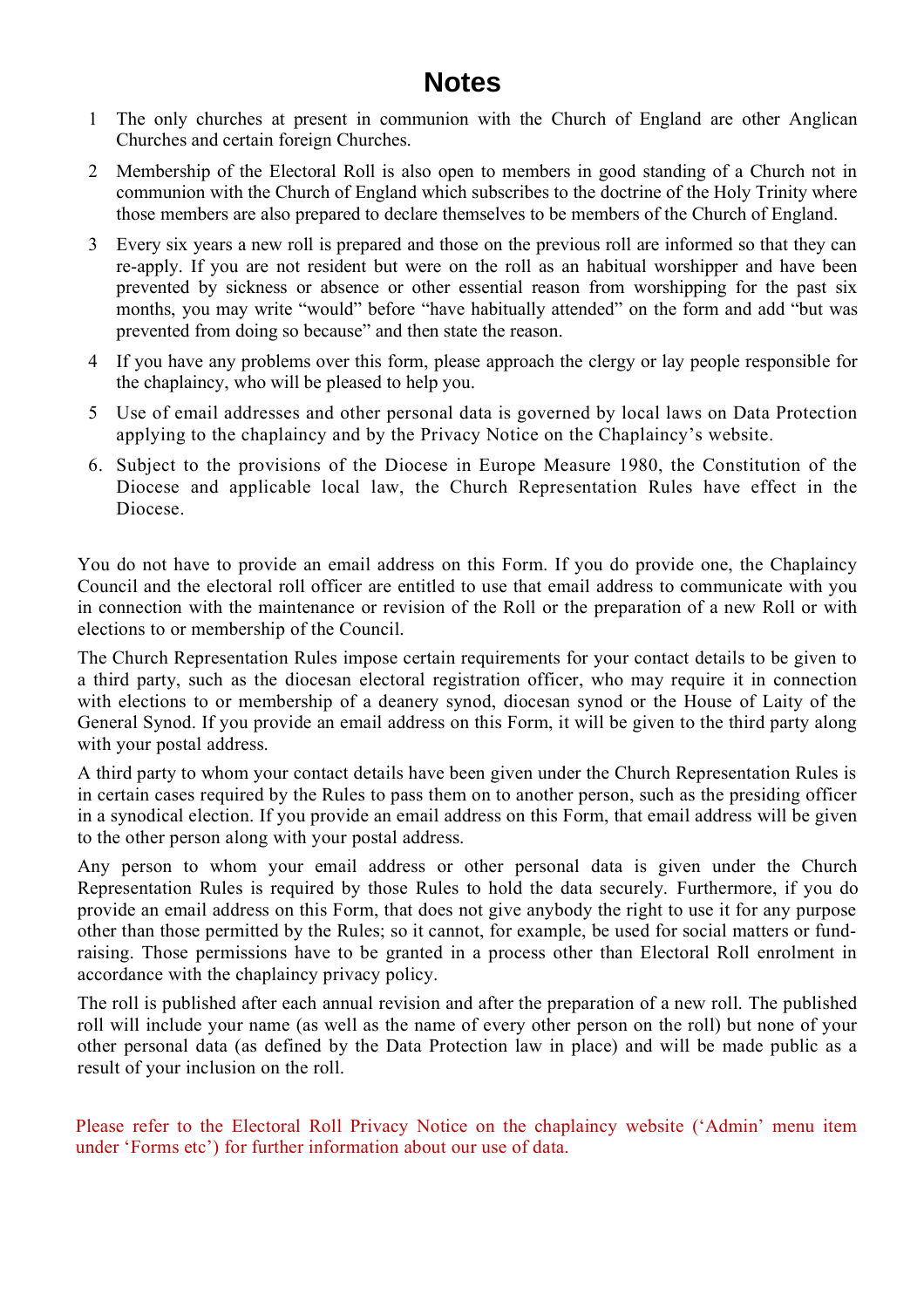# Notes

1. The only churches at present in communion with the Church of England are other Anglican Churches and certain foreign Churches.
2. Membership of the Electoral Roll is also open to members in good standing of a Church not in communion with the Church of England which subscribes to the doctrine of the Holy Trinity where those members are also prepared to declare themselves to be members of the Church of England.
3. Every six years a new roll is prepared and those on the previous roll are informed so that they can re-apply. If you are not resident but were on the roll as an habitual worshipper and have been prevented by sickness or absence or other essential reason from worshipping for the past six months, you may write "would" before "have habitually attended" on the form and add "but was prevented from doing so because" and then state the reason.
4. If you have any problems over this form, please approach the clergy or lay people responsible for the chaplaincy, who will be pleased to help you.
5. Use of email addresses and other personal data is governed by local laws on Data Protection applying to the chaplaincy and by the Privacy Notice on the Chaplaincy's website.
6. Subject to the provisions of the Diocese in Europe Measure 1980, the Constitution of the Diocese and applicable local law, the Church Representation Rules have effect in the Diocese.

You do not have to provide an email address on this Form. If you do provide one, the Chaplaincy Council and the electoral roll officer are entitled to use that email address to communicate with you in connection with the maintenance or revision of the Roll or the preparation of a new Roll or with elections to or membership of the Council.

The Church Representation Rules impose certain requirements for your contact details to be given to a third party, such as the diocesan electoral registration officer, who may require it in connection with elections to or membership of a deanery synod, diocesan synod or the House of Laity of the General Synod. If you provide an email address on this Form, it will be given to the third party along with your postal address.

A third party to whom your contact details have been given under the Church Representation Rules is in certain cases required by the Rules to pass them on to another person, such as the presiding officer in a synodical election. If you provide an email address on this Form, that email address will be given to the other person along with your postal address.

Any person to whom your email address or other personal data is given under the Church Representation Rules is required by those Rules to hold the data securely. Furthermore, if you do provide an email address on this Form, that does not give anybody the right to use it for any purpose other than those permitted by the Rules; so it cannot, for example, be used for social matters or fund-raising. Those permissions have to be granted in a process other than Electoral Roll enrolment in accordance with the chaplaincy privacy policy.

The roll is published after each annual revision and after the preparation of a new roll. The published roll will include your name (as well as the name of every other person on the roll) but none of your other personal data (as defined by the Data Protection law in place) and will be made public as a result of your inclusion on the roll.

Please refer to the Electoral Roll Privacy Notice on the chaplaincy website ('Admin' menu item under 'Forms etc') for further information about our use of data.